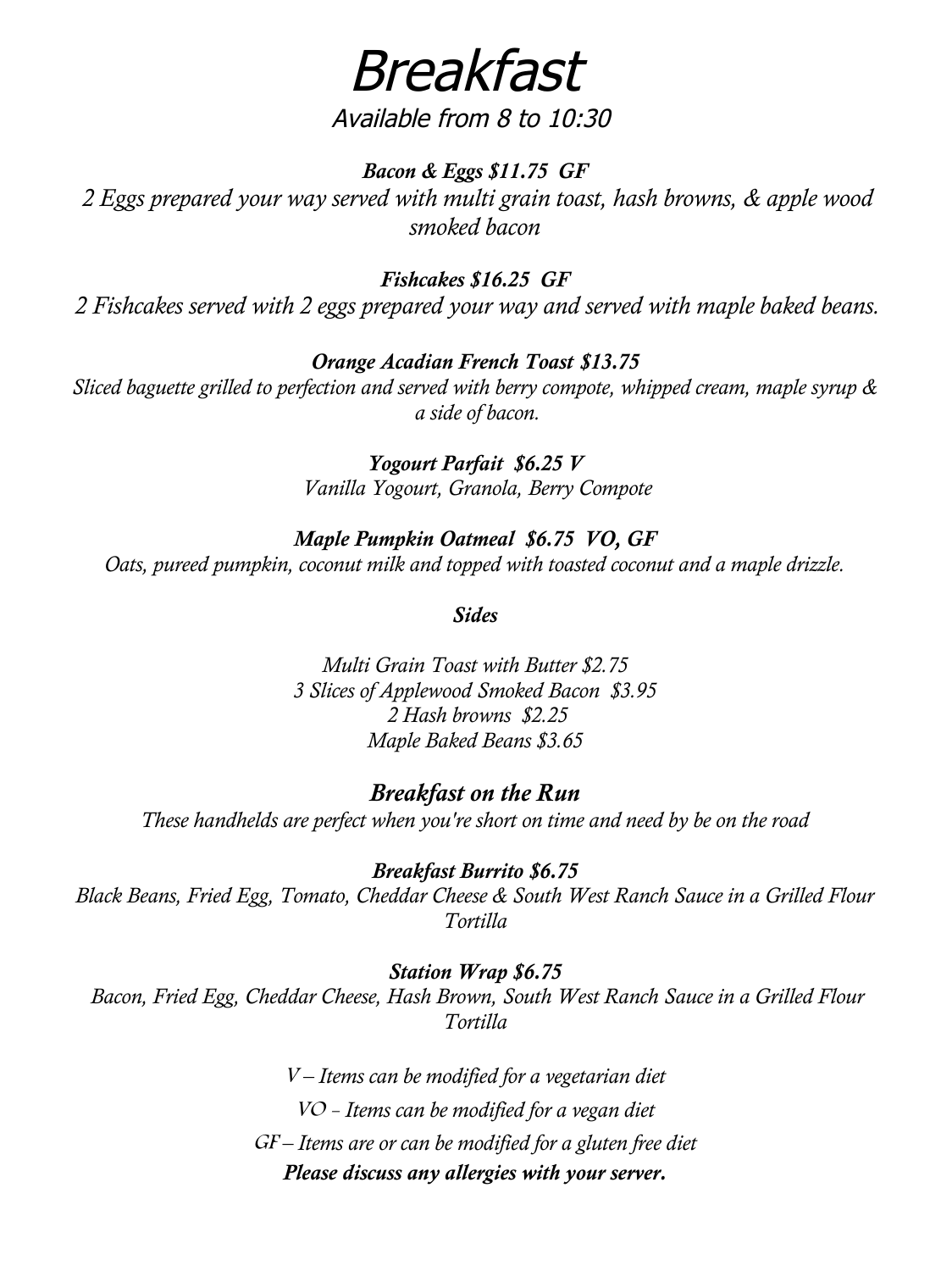# *Breakfast*

*Available from 8 to 10:30*

***Bacon & Eggs $11.75  GF***

*2 Eggs prepared your way served with multi grain toast, hash browns, & apple wood smoked bacon*

***Fishcakes $16.25  GF***

*2 Fishcakes served with 2 eggs prepared your way and served with maple baked beans.*

***Orange Acadian French Toast $13.75***

*Sliced baguette grilled to perfection and served with berry compote, whipped cream, maple syrup & a side of bacon.*

***Yogourt Parfait  $6.25 V***

*Vanilla Yogourt, Granola, Berry Compote*

***Maple Pumpkin Oatmeal  $6.75  VO, GF***

*Oats, pureed pumpkin, coconut milk and topped with toasted coconut and a maple drizzle.*

***Sides***

*Multi Grain Toast with Butter $2.75*
*3 Slices of Applewood Smoked Bacon  $3.95*
*2 Hash browns  $2.25*
*Maple Baked Beans $3.65*

## *Breakfast on the Run*

*These handhelds are perfect when you're short on time and need by be on the road*

***Breakfast Burrito $6.75***

*Black Beans, Fried Egg, Tomato, Cheddar Cheese & South West Ranch Sauce in a Grilled Flour Tortilla*

***Station Wrap $6.75***

*Bacon, Fried Egg, Cheddar Cheese, Hash Brown, South West Ranch Sauce in a Grilled Flour Tortilla*

*V – Items can be modified for a vegetarian diet*

*VO - Items can be modified for a vegan diet*

*GF – Items are or can be modified for a gluten free diet*

***Please discuss any allergies with your server.***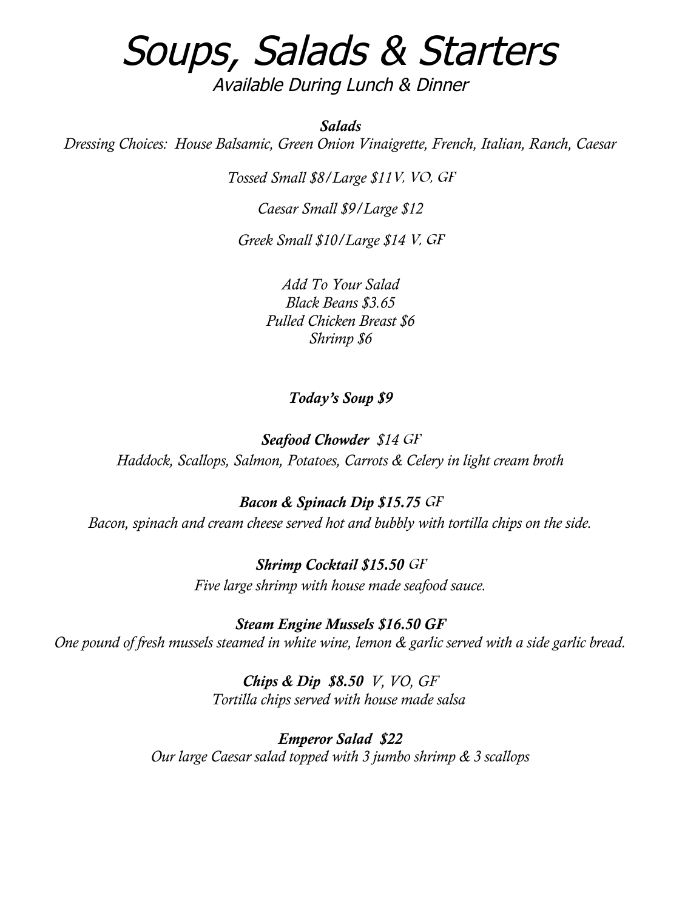# Soups, Salads & Starters

*Available During Lunch & Dinner*

***Salads***

*Dressing Choices: House Balsamic, Green Onion Vinaigrette, French, Italian, Ranch, Caesar*

*Tossed Small $8/Large $11V, VO, GF*

*Caesar Small $9/Large $12*

*Greek Small $10/Large $14 V, GF*

*Add To Your Salad*
*Black Beans $3.65*
*Pulled Chicken Breast $6*
*Shrimp $6*

***Today's Soup $9***

***Seafood Chowder*** *$14 GF*
*Haddock, Scallops, Salmon, Potatoes, Carrots & Celery in light cream broth*

***Bacon & Spinach Dip $15.75*** *GF*
*Bacon, spinach and cream cheese served hot and bubbly with tortilla chips on the side.*

***Shrimp Cocktail $15.50*** *GF*
*Five large shrimp with house made seafood sauce.*

***Steam Engine Mussels $16.50 GF***
*One pound of fresh mussels steamed in white wine, lemon & garlic served with a side garlic bread.*

***Chips & Dip $8.50*** *V, VO, GF*
*Tortilla chips served with house made salsa*

***Emperor Salad $22***
*Our large Caesar salad topped with 3 jumbo shrimp & 3 scallops*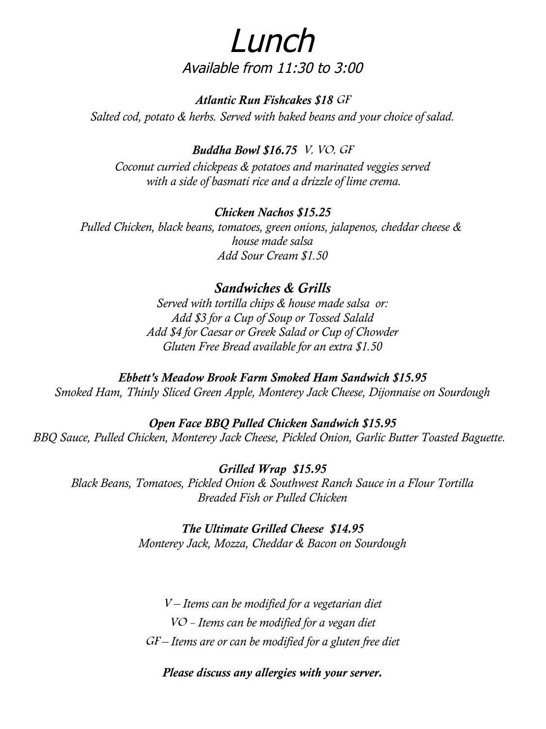# *Lunch*

*Available from 11:30 to 3:00*

***Atlantic Run Fishcakes $18*** *GF*

*Salted cod, potato & herbs. Served with baked beans and your choice of salad.*

***Buddha Bowl $16.75*** *V, VO, GF*

*Coconut curried chickpeas & potatoes and marinated veggies served with a side of basmati rice and a drizzle of lime crema.*

***Chicken Nachos $15.25***

*Pulled Chicken, black beans, tomatoes, green onions, jalapenos, cheddar cheese & house made salsa*

*Add Sour Cream $1.50*

## ***Sandwiches & Grills***

*Served with tortilla chips & house made salsa or:*

*Add $3 for a Cup of Soup or Tossed Salald*

*Add $4 for Caesar or Greek Salad or Cup of Chowder*

*Gluten Free Bread available for an extra $1.50*

***Ebbett's Meadow Brook Farm Smoked Ham Sandwich $15.95***

*Smoked Ham, Thinly Sliced Green Apple, Monterey Jack Cheese, Dijonnaise on Sourdough*

***Open Face BBQ Pulled Chicken Sandwich $15.95***

*BBQ Sauce, Pulled Chicken, Monterey Jack Cheese, Pickled Onion, Garlic Butter Toasted Baguette.*

***Grilled Wrap $15.95***

*Black Beans, Tomatoes, Pickled Onion & Southwest Ranch Sauce in a Flour Tortilla*

*Breaded Fish or Pulled Chicken*

***The Ultimate Grilled Cheese $14.95***

*Monterey Jack, Mozza, Cheddar & Bacon on Sourdough*

*V – Items can be modified for a vegetarian diet*

*VO - Items can be modified for a vegan diet*

*GF – Items are or can be modified for a gluten free diet*

***Please discuss any allergies with your server.***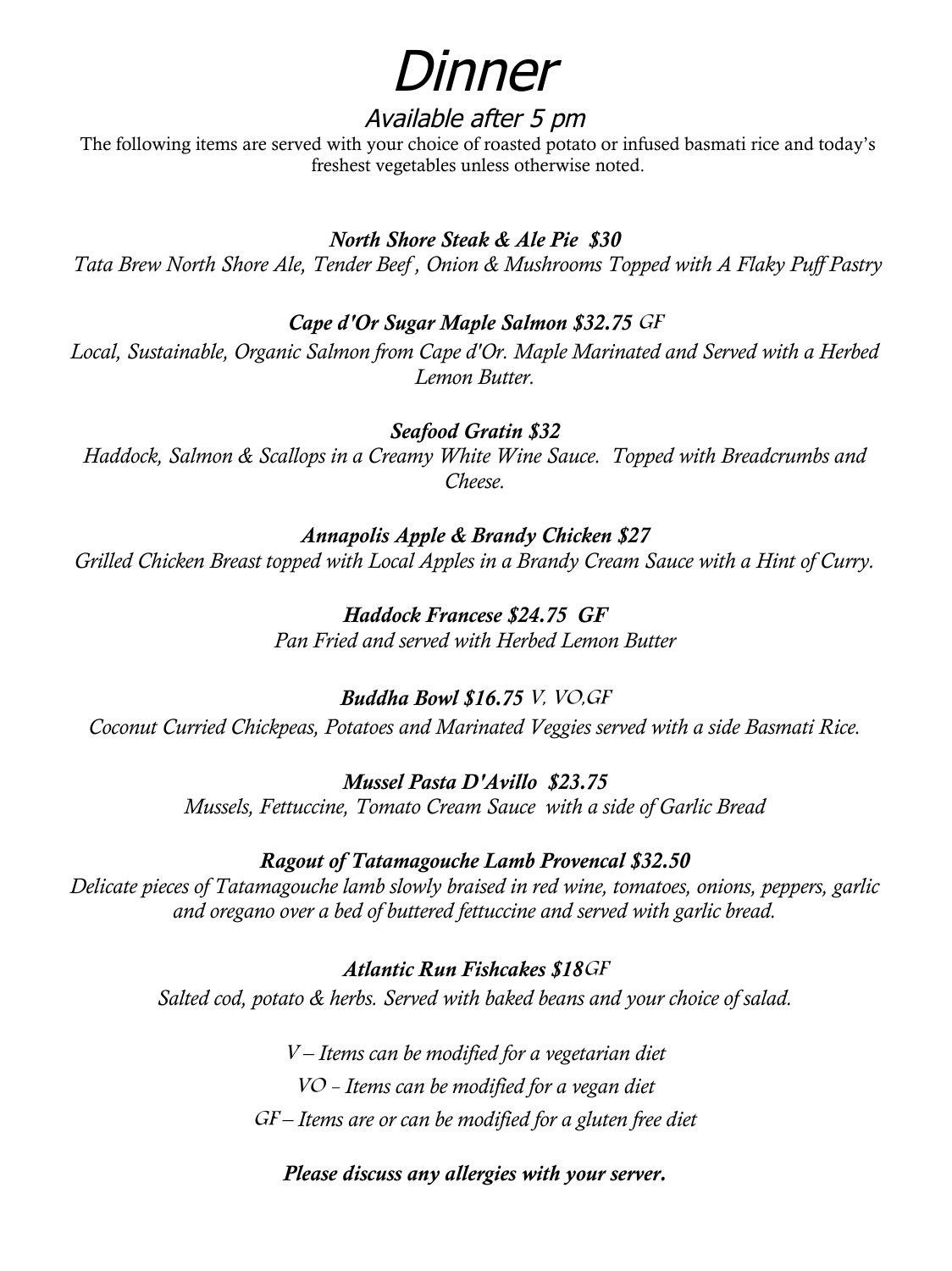# Dinner

## Available after 5 pm

The following items are served with your choice of roasted potato or infused basmati rice and today's freshest vegetables unless otherwise noted.

***North Shore Steak & Ale Pie $30***

*Tata Brew North Shore Ale, Tender Beef , Onion & Mushrooms Topped with A Flaky Puff Pastry*

***Cape d'Or Sugar Maple Salmon $32.75*** *GF*

*Local, Sustainable, Organic Salmon from Cape d'Or. Maple Marinated and Served with a Herbed Lemon Butter.*

***Seafood Gratin $32***

*Haddock, Salmon & Scallops in a Creamy White Wine Sauce. Topped with Breadcrumbs and Cheese.*

***Annapolis Apple & Brandy Chicken $27***

*Grilled Chicken Breast topped with Local Apples in a Brandy Cream Sauce with a Hint of Curry.*

***Haddock Francese $24.75 GF***

*Pan Fried and served with Herbed Lemon Butter*

***Buddha Bowl $16.75*** *V, VO,GF*

*Coconut Curried Chickpeas, Potatoes and Marinated Veggies served with a side Basmati Rice.*

***Mussel Pasta D'Avillo $23.75***

*Mussels, Fettuccine, Tomato Cream Sauce with a side of Garlic Bread*

***Ragout of Tatamagouche Lamb Provencal $32.50***

*Delicate pieces of Tatamagouche lamb slowly braised in red wine, tomatoes, onions, peppers, garlic and oregano over a bed of buttered fettuccine and served with garlic bread.*

***Atlantic Run Fishcakes $18****GF*

*Salted cod, potato & herbs. Served with baked beans and your choice of salad.*

*V – Items can be modified for a vegetarian diet*

*VO – Items can be modified for a vegan diet*

*GF – Items are or can be modified for a gluten free diet*

***Please discuss any allergies with your server.***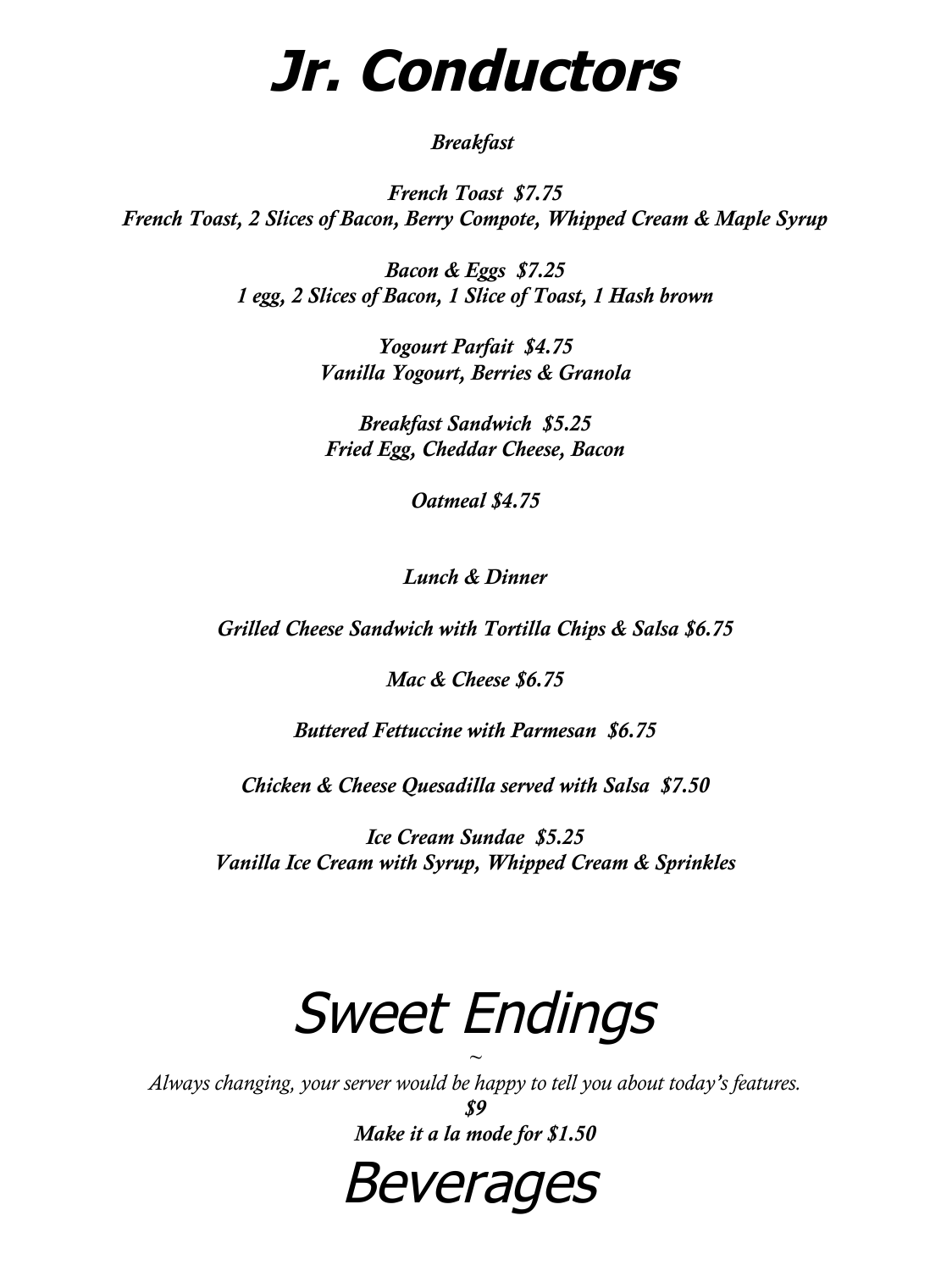# Jr. Conductors

### *Breakfast*

***French Toast  $7.75***
***French Toast, 2 Slices of Bacon, Berry Compote, Whipped Cream & Maple Syrup***

***Bacon & Eggs  $7.25***
***1 egg, 2 Slices of Bacon, 1 Slice of Toast, 1 Hash brown***

***Yogourt Parfait  $4.75***
***Vanilla Yogourt, Berries & Granola***

***Breakfast Sandwich  $5.25***
***Fried Egg, Cheddar Cheese, Bacon***

***Oatmeal $4.75***

### *Lunch & Dinner*

***Grilled Cheese Sandwich with Tortilla Chips & Salsa $6.75***

***Mac & Cheese $6.75***

***Buttered Fettuccine with Parmesan  $6.75***

***Chicken & Cheese Quesadilla served with Salsa  $7.50***

***Ice Cream Sundae  $5.25***
***Vanilla Ice Cream with Syrup, Whipped Cream & Sprinkles***

# Sweet Endings

~

*Always changing, your server would be happy to tell you about today's features.*

***$9***

***Make it a la mode for $1.50***

# Beverages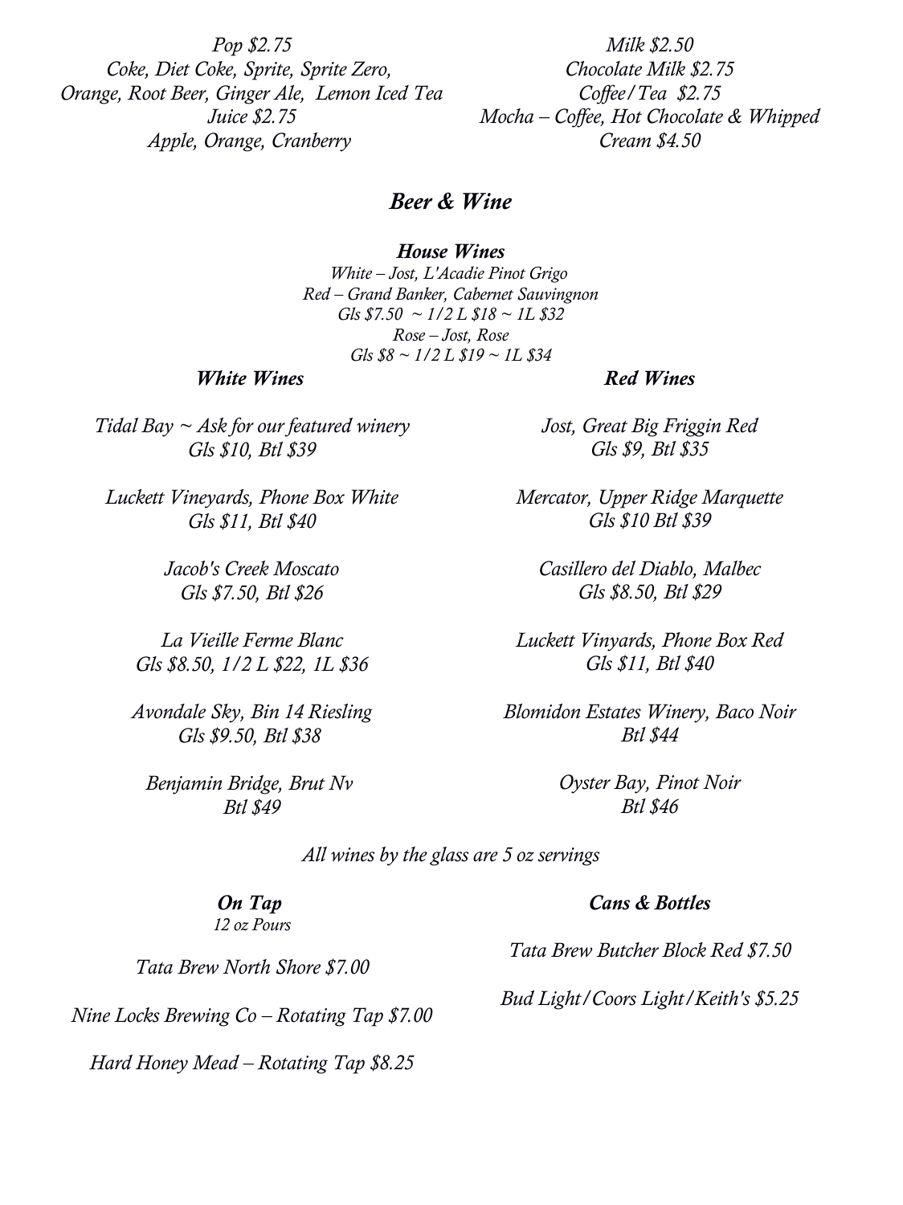*Pop $2.75*
*Coke, Diet Coke, Sprite, Sprite Zero,*
*Orange, Root Beer, Ginger Ale, Lemon Iced Tea*
*Juice $2.75*
*Apple, Orange, Cranberry*

*Milk $2.50*
*Chocolate Milk $2.75*
*Coffee/Tea $2.75*
*Mocha – Coffee, Hot Chocolate & Whipped Cream $4.50*

## *Beer & Wine*

### *House Wines*

*White – Jost, L'Acadie Pinot Grigo*
*Red – Grand Banker, Cabernet Sauvingnon*
*Gls $7.50 ~ 1/2 L $18 ~ 1L $32*
*Rose – Jost, Rose*
*Gls $8 ~ 1/2 L $19 ~ 1L $34*

### *White Wines*

*Tidal Bay ~ Ask for our featured winery*
*Gls $10, Btl $39*

*Luckett Vineyards, Phone Box White*
*Gls $11, Btl $40*

*Jacob's Creek Moscato*
*Gls $7.50, Btl $26*

*La Vieille Ferme Blanc*
*Gls $8.50, 1/2 L $22, 1L $36*

*Avondale Sky, Bin 14 Riesling*
*Gls $9.50, Btl $38*

*Benjamin Bridge, Brut Nv*
*Btl $49*

### *Red Wines*

*Jost, Great Big Friggin Red*
*Gls $9, Btl $35*

*Mercator, Upper Ridge Marquette*
*Gls $10 Btl $39*

*Casillero del Diablo, Malbec*
*Gls $8.50, Btl $29*

*Luckett Vinyards, Phone Box Red*
*Gls $11, Btl $40*

*Blomidon Estates Winery, Baco Noir*
*Btl $44*

*Oyster Bay, Pinot Noir*
*Btl $46*

*All wines by the glass are 5 oz servings*

### *On Tap*

*12 oz Pours*

*Tata Brew North Shore $7.00*

*Nine Locks Brewing Co – Rotating Tap $7.00*

*Hard Honey Mead – Rotating Tap $8.25*

### *Cans & Bottles*

*Tata Brew Butcher Block Red $7.50*

*Bud Light/Coors Light/Keith's $5.25*